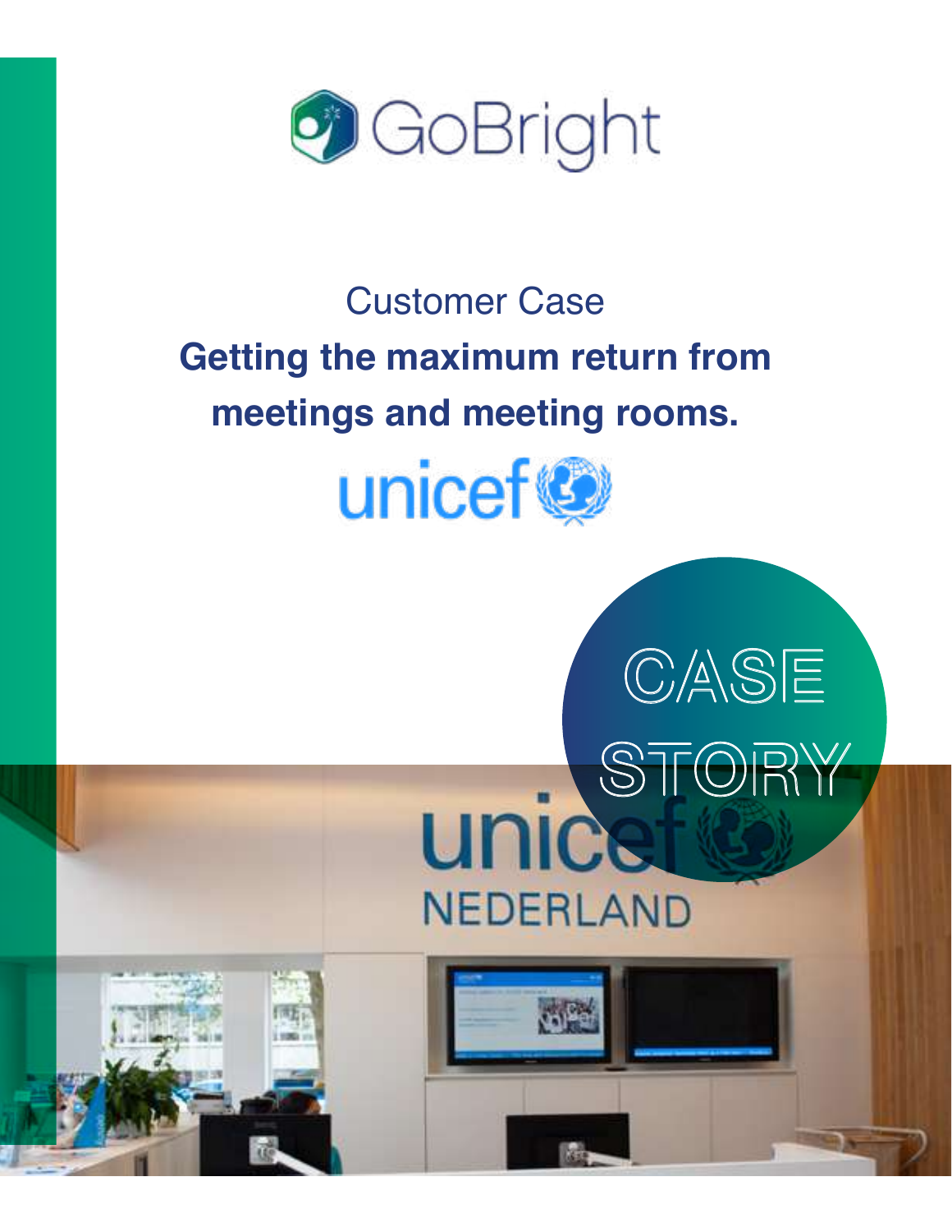GoBright

Customer Case

# Getting the maximum return from meetings and meeting rooms.

unicef

CASE STORY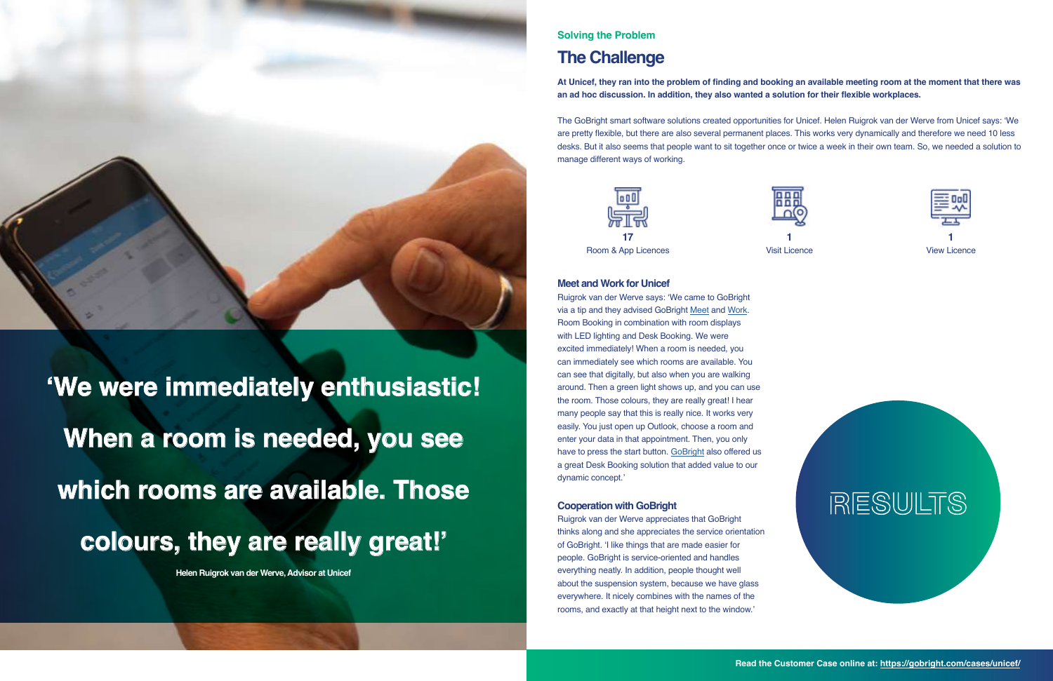'We were immediately enthusiastic! When a room is needed, you see which rooms are available. Those colours, they are really great!'

**Helen Ruigrok van der Werve, Advisor at Unicef**

**Solving the Problem**

## The Challenge

**At Unicef, they ran into the problem of finding and booking an available meeting room at the moment that there was an ad hoc discussion. In addition, they also wanted a solution for their flexible workplaces.**

The GoBright smart software solutions created opportunities for Unicef. Helen Ruigrok van der Werve from Unicef says: 'We are pretty flexible, but there are also several permanent places. This works very dynamically and therefore we need 10 less desks. But it also seems that people want to sit together once or twice a week in their own team. So, we needed a solution to manage different ways of working.

**17**
Room & App Licences

**1**
Visit Licence

**1**
View Licence

### Meet and Work for Unicef

Ruigrok van der Werve says: 'We came to GoBright via a tip and they advised GoBright Meet and Work. Room Booking in combination with room displays with LED lighting and Desk Booking. We were excited immediately! When a room is needed, you can immediately see which rooms are available. You can see that digitally, but also when you are walking around. Then a green light shows up, and you can use the room. Those colours, they are really great! I hear many people say that this is really nice. It works very easily. You just open up Outlook, choose a room and enter your data in that appointment. Then, you only have to press the start button. GoBright also offered us a great Desk Booking solution that added value to our dynamic concept.'

### Cooperation with GoBright

Ruigrok van der Werve appreciates that GoBright thinks along and she appreciates the service orientation of GoBright. 'I like things that are made easier for people. GoBright is service-oriented and handles everything neatly. In addition, people thought well about the suspension system, because we have glass everywhere. It nicely combines with the names of the rooms, and exactly at that height next to the window.'

RESULTS

**Read the Customer Case online at: https://gobright.com/cases/unicef/**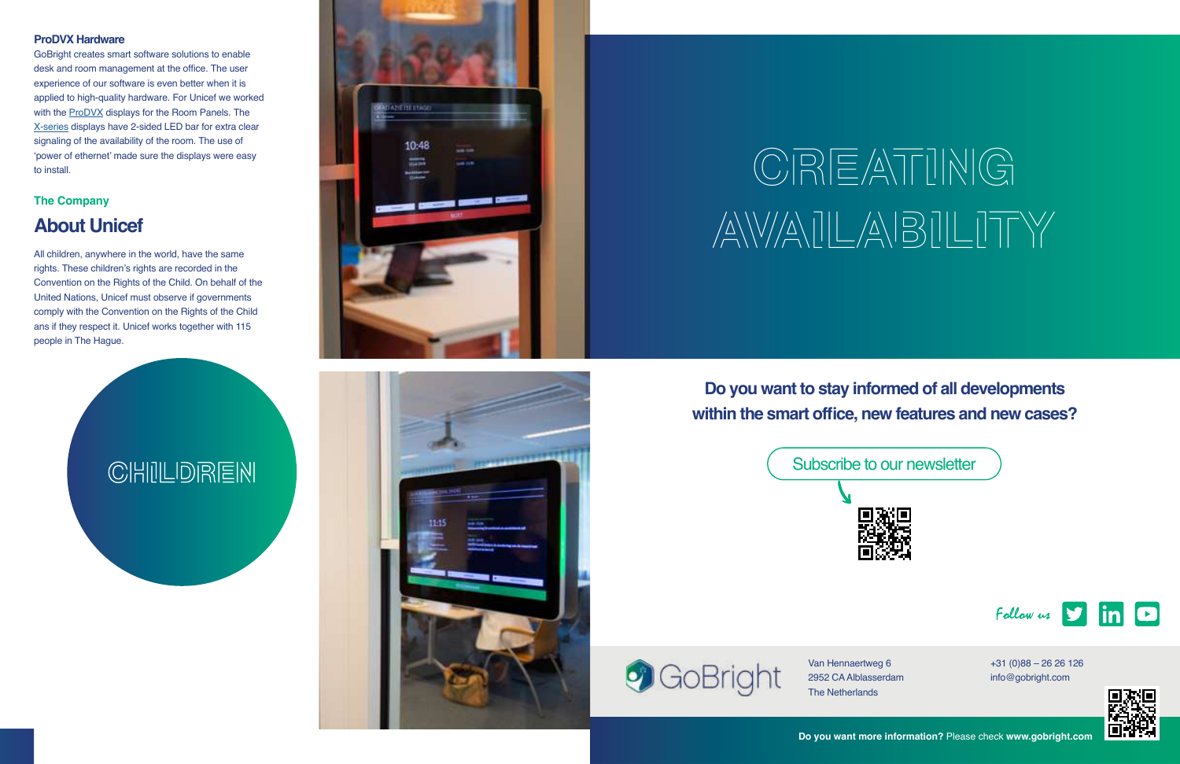### ProDVX Hardware

GoBright creates smart software solutions to enable desk and room management at the office. The user experience of our software is even better when it is applied to high-quality hardware. For Unicef we worked with the ProDVX displays for the Room Panels. The X-series displays have 2-sided LED bar for extra clear signaling of the availability of the room. The use of 'power of ethernet' made sure the displays were easy to install.

### The Company

## About Unicef

All children, anywhere in the world, have the same rights. These children's rights are recorded in the Convention on the Rights of the Child. On behalf of the United Nations, Unicef must observe if governments comply with the Convention on the Rights of the Child ans if they respect it. Unicef works together with 115 people in The Hague.

CHILDREN

# CREATING AVAILABILITY

**Do you want to stay informed of all developments within the smart office, new features and new cases?**

Subscribe to our newsletter

Follow us

GoBright

Van Hennaertweg 6
2952 CA Alblasserdam
The Netherlands

+31 (0)88 – 26 26 126
info@gobright.com

**Do you want more information?** Please check **www.gobright.com**